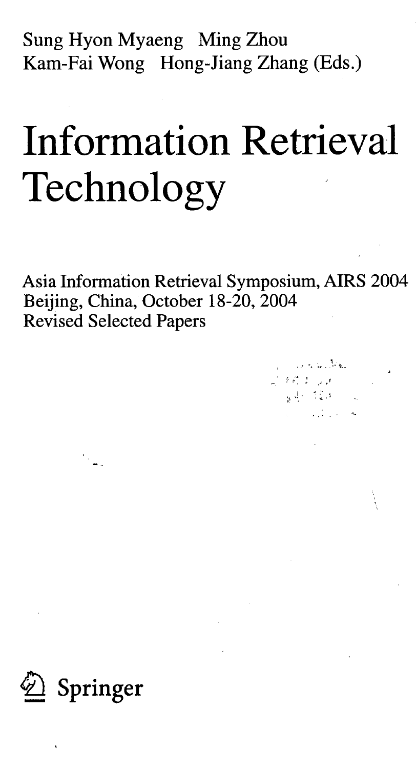Sung Hyon Myaeng Ming Zhou
Kam-Fai Wong Hong-Jiang Zhang (Eds.)

# Information Retrieval Technology

Asia Information Retrieval Symposium, AIRS 2004
Beijing, China, October 18-20, 2004
Revised Selected Papers

Springer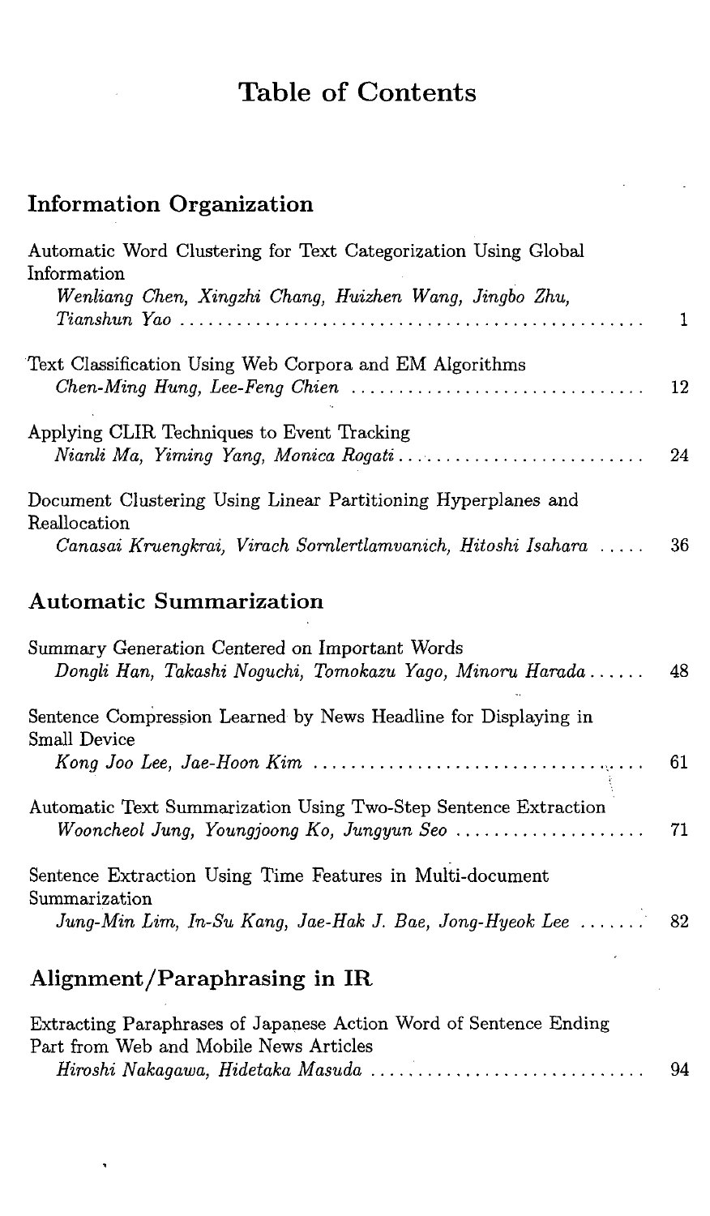# Table of Contents

## Information Organization

Automatic Word Clustering for Text Categorization Using Global Information
*Wenliang Chen, Xingzhi Chang, Huizhen Wang, Jingbo Zhu, Tianshun Yao* ..... 1

Text Classification Using Web Corpora and EM Algorithms
*Chen-Ming Hung, Lee-Feng Chien* ..... 12

Applying CLIR Techniques to Event Tracking
*Nianli Ma, Yiming Yang, Monica Rogati* ..... 24

Document Clustering Using Linear Partitioning Hyperplanes and Reallocation
*Canasai Kruengkrai, Virach Sornlertlamvanich, Hitoshi Isahara* ..... 36

## Automatic Summarization

Summary Generation Centered on Important Words
*Dongli Han, Takashi Noguchi, Tomokazu Yago, Minoru Harada* ..... 48

Sentence Compression Learned by News Headline for Displaying in Small Device
*Kong Joo Lee, Jae-Hoon Kim* ..... 61

Automatic Text Summarization Using Two-Step Sentence Extraction
*Wooncheol Jung, Youngjoong Ko, Jungyun Seo* ..... 71

Sentence Extraction Using Time Features in Multi-document Summarization
*Jung-Min Lim, In-Su Kang, Jae-Hak J. Bae, Jong-Hyeok Lee* ..... 82

## Alignment/Paraphrasing in IR

Extracting Paraphrases of Japanese Action Word of Sentence Ending Part from Web and Mobile News Articles
*Hiroshi Nakagawa, Hidetaka Masuda* ..... 94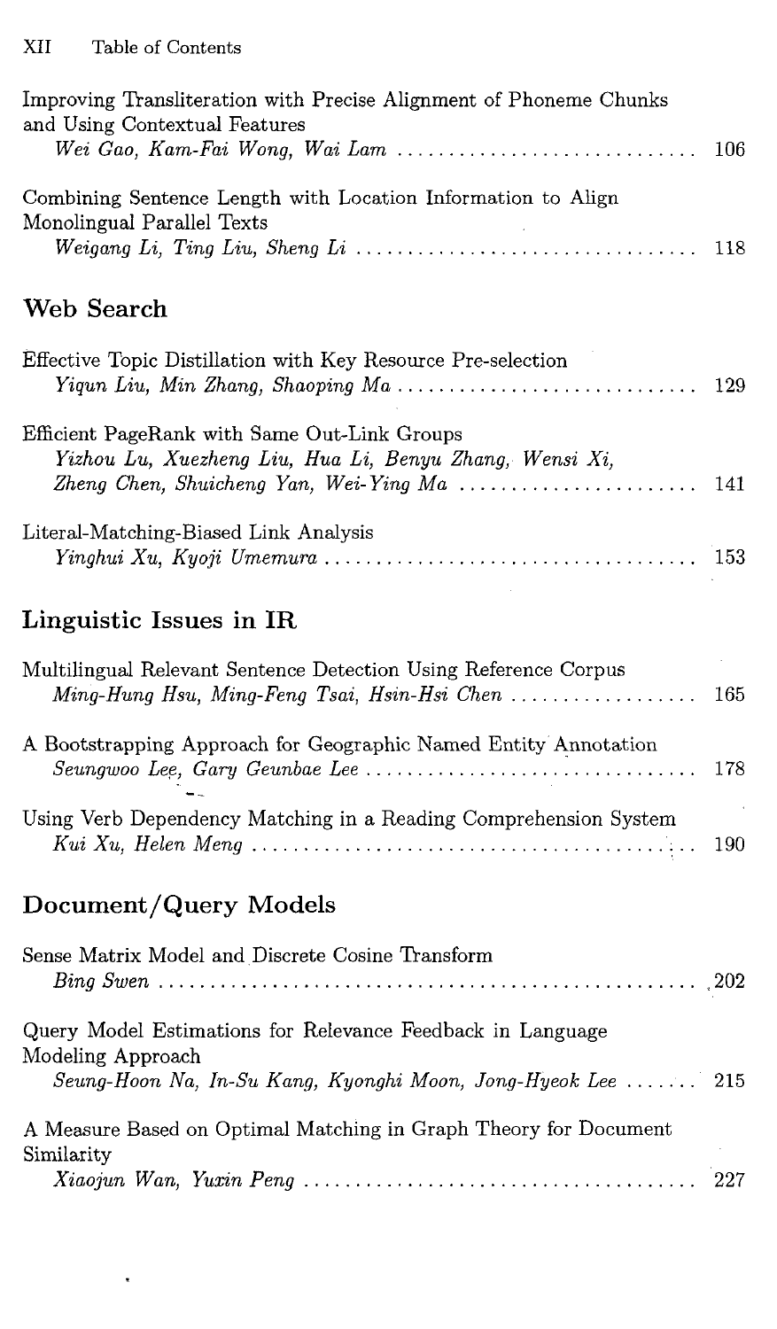Improving Transliteration with Precise Alignment of Phoneme Chunks and Using Contextual Features
*Wei Gao, Kam-Fai Wong, Wai Lam* ..... 106

Combining Sentence Length with Location Information to Align Monolingual Parallel Texts
*Weigang Li, Ting Liu, Sheng Li* ..... 118

## Web Search

Effective Topic Distillation with Key Resource Pre-selection
*Yiqun Liu, Min Zhang, Shaoping Ma* ..... 129

Efficient PageRank with Same Out-Link Groups
*Yizhou Lu, Xuezheng Liu, Hua Li, Benyu Zhang, Wensi Xi, Zheng Chen, Shuicheng Yan, Wei-Ying Ma* ..... 141

Literal-Matching-Biased Link Analysis
*Yinghui Xu, Kyoji Umemura* ..... 153

## Linguistic Issues in IR

Multilingual Relevant Sentence Detection Using Reference Corpus
*Ming-Hung Hsu, Ming-Feng Tsai, Hsin-Hsi Chen* ..... 165

A Bootstrapping Approach for Geographic Named Entity Annotation
*Seungwoo Lee, Gary Geunbae Lee* ..... 178

Using Verb Dependency Matching in a Reading Comprehension System
*Kui Xu, Helen Meng* ..... 190

## Document/Query Models

Sense Matrix Model and Discrete Cosine Transform
*Bing Swen* ..... 202

Query Model Estimations for Relevance Feedback in Language Modeling Approach
*Seung-Hoon Na, In-Su Kang, Kyonghi Moon, Jong-Hyeok Lee* ..... 215

A Measure Based on Optimal Matching in Graph Theory for Document Similarity
*Xiaojun Wan, Yuxin Peng* ..... 227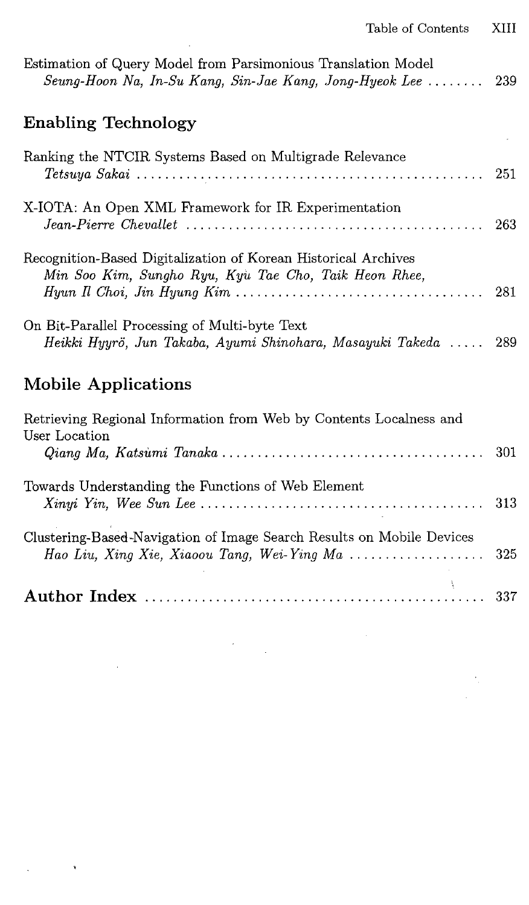Estimation of Query Model from Parsimonious Translation Model
*Seung-Hoon Na, In-Su Kang, Sin-Jae Kang, Jong-Hyeok Lee* ........ 239

## Enabling Technology

Ranking the NTCIR Systems Based on Multigrade Relevance
*Tetsuya Sakai* .................................................. 251

X-IOTA: An Open XML Framework for IR Experimentation
*Jean-Pierre Chevallet* .......................................... 263

Recognition-Based Digitalization of Korean Historical Archives
*Min Soo Kim, Sungho Ryu, Kyu Tae Cho, Taik Heon Rhee, Hyun Il Choi, Jin Hyung Kim* .................................. 281

On Bit-Parallel Processing of Multi-byte Text
*Heikki Hyyrö, Jun Takaba, Ayumi Shinohara, Masayuki Takeda* ..... 289

## Mobile Applications

Retrieving Regional Information from Web by Contents Localness and User Location
*Qiang Ma, Katsumi Tanaka* ..................................... 301

Towards Understanding the Functions of Web Element
*Xinyi Yin, Wee Sun Lee* ....................................... 313

Clustering-Based-Navigation of Image Search Results on Mobile Devices
*Hao Liu, Xing Xie, Xiaoou Tang, Wei-Ying Ma* .................. 325

**Author Index** ................................................ 337